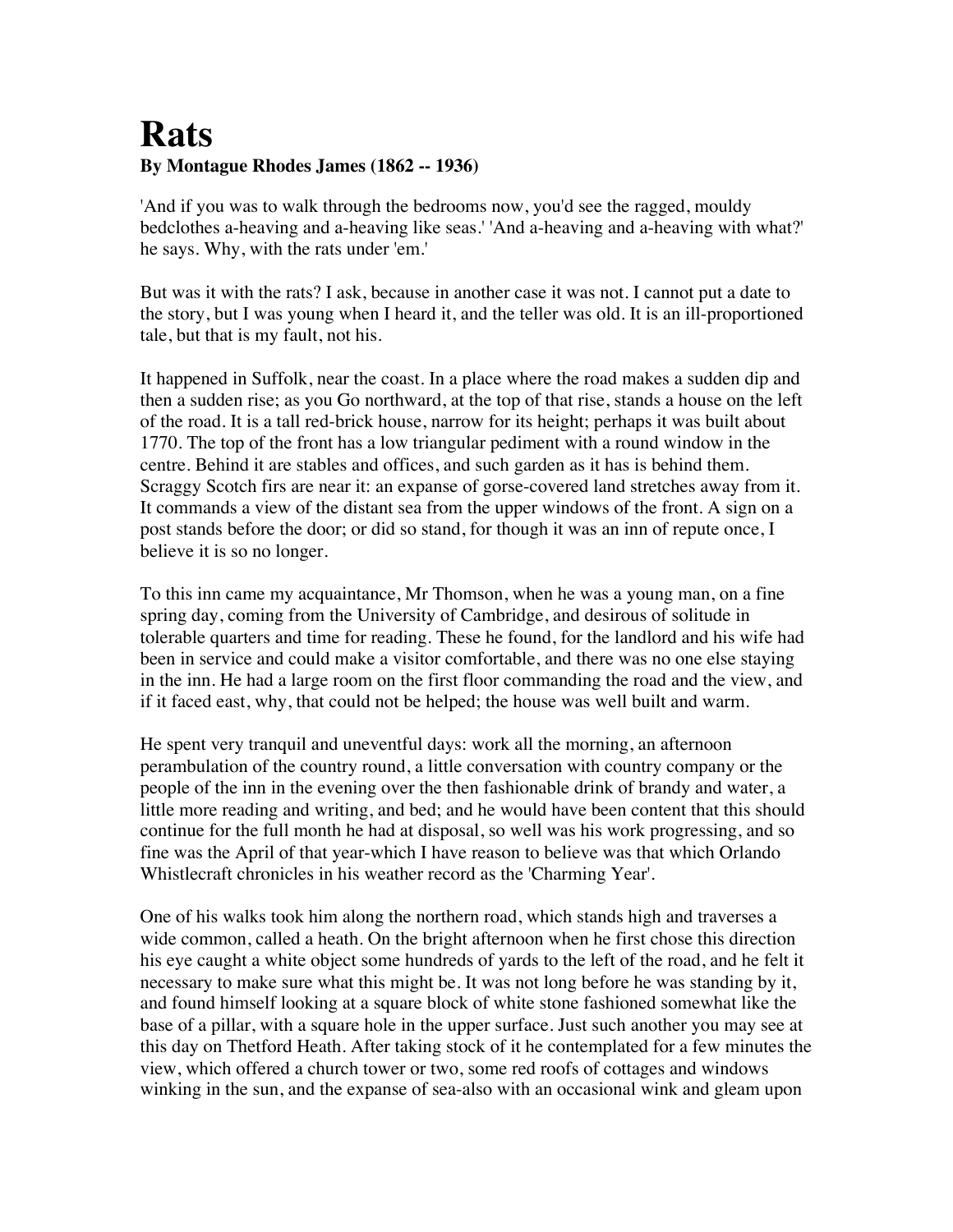# Rats

**By Montague Rhodes James (1862 -- 1936)**

'And if you was to walk through the bedrooms now, you'd see the ragged, mouldy bedclothes a-heaving and a-heaving like seas.' 'And a-heaving and a-heaving with what?' he says. Why, with the rats under 'em.'

But was it with the rats? I ask, because in another case it was not. I cannot put a date to the story, but I was young when I heard it, and the teller was old. It is an ill-proportioned tale, but that is my fault, not his.

It happened in Suffolk, near the coast. In a place where the road makes a sudden dip and then a sudden rise; as you Go northward, at the top of that rise, stands a house on the left of the road. It is a tall red-brick house, narrow for its height; perhaps it was built about 1770. The top of the front has a low triangular pediment with a round window in the centre. Behind it are stables and offices, and such garden as it has is behind them. Scraggy Scotch firs are near it: an expanse of gorse-covered land stretches away from it. It commands a view of the distant sea from the upper windows of the front. A sign on a post stands before the door; or did so stand, for though it was an inn of repute once, I believe it is so no longer.

To this inn came my acquaintance, Mr Thomson, when he was a young man, on a fine spring day, coming from the University of Cambridge, and desirous of solitude in tolerable quarters and time for reading. These he found, for the landlord and his wife had been in service and could make a visitor comfortable, and there was no one else staying in the inn. He had a large room on the first floor commanding the road and the view, and if it faced east, why, that could not be helped; the house was well built and warm.

He spent very tranquil and uneventful days: work all the morning, an afternoon perambulation of the country round, a little conversation with country company or the people of the inn in the evening over the then fashionable drink of brandy and water, a little more reading and writing, and bed; and he would have been content that this should continue for the full month he had at disposal, so well was his work progressing, and so fine was the April of that year-which I have reason to believe was that which Orlando Whistlecraft chronicles in his weather record as the 'Charming Year'.

One of his walks took him along the northern road, which stands high and traverses a wide common, called a heath. On the bright afternoon when he first chose this direction his eye caught a white object some hundreds of yards to the left of the road, and he felt it necessary to make sure what this might be. It was not long before he was standing by it, and found himself looking at a square block of white stone fashioned somewhat like the base of a pillar, with a square hole in the upper surface. Just such another you may see at this day on Thetford Heath. After taking stock of it he contemplated for a few minutes the view, which offered a church tower or two, some red roofs of cottages and windows winking in the sun, and the expanse of sea-also with an occasional wink and gleam upon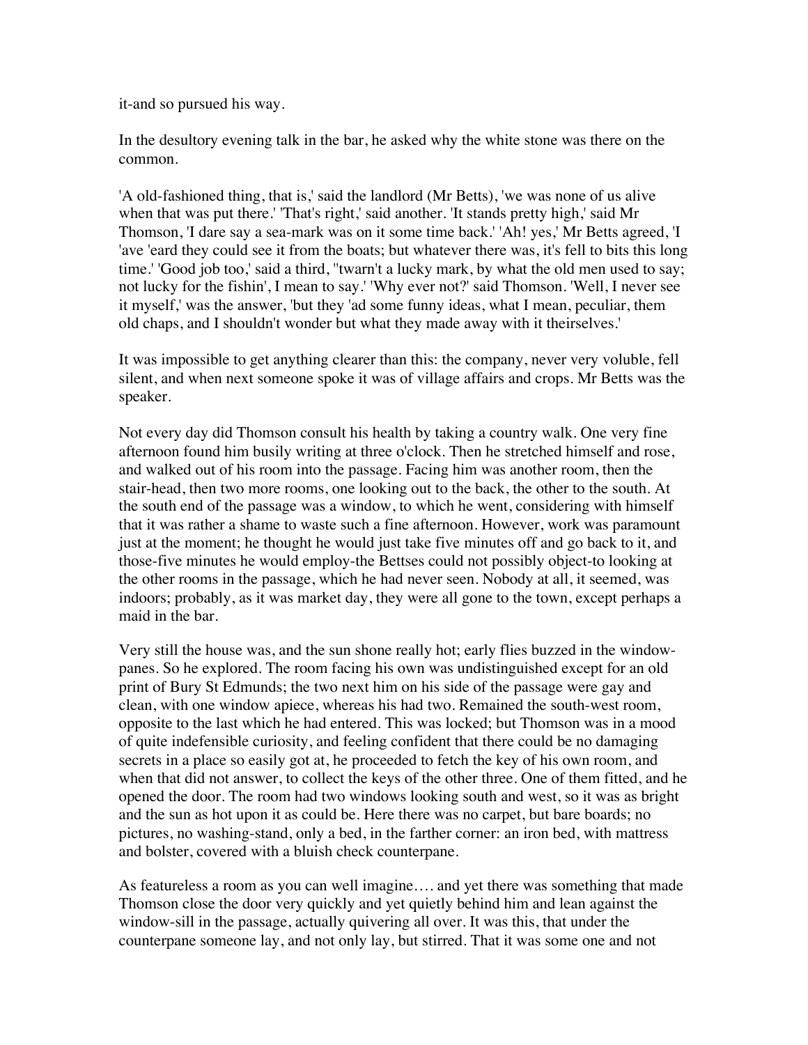it-and so pursued his way.

In the desultory evening talk in the bar, he asked why the white stone was there on the common.

'A old-fashioned thing, that is,' said the landlord (Mr Betts), 'we was none of us alive when that was put there.' 'That's right,' said another. 'It stands pretty high,' said Mr Thomson, 'I dare say a sea-mark was on it some time back.' 'Ah! yes,' Mr Betts agreed, 'I 'ave 'eard they could see it from the boats; but whatever there was, it's fell to bits this long time.' 'Good job too,' said a third, ''twarn't a lucky mark, by what the old men used to say; not lucky for the fishin', I mean to say.' 'Why ever not?' said Thomson. 'Well, I never see it myself,' was the answer, 'but they 'ad some funny ideas, what I mean, peculiar, them old chaps, and I shouldn't wonder but what they made away with it theirselves.'

It was impossible to get anything clearer than this: the company, never very voluble, fell silent, and when next someone spoke it was of village affairs and crops. Mr Betts was the speaker.

Not every day did Thomson consult his health by taking a country walk. One very fine afternoon found him busily writing at three o'clock. Then he stretched himself and rose, and walked out of his room into the passage. Facing him was another room, then the stair-head, then two more rooms, one looking out to the back, the other to the south. At the south end of the passage was a window, to which he went, considering with himself that it was rather a shame to waste such a fine afternoon. However, work was paramount just at the moment; he thought he would just take five minutes off and go back to it, and those-five minutes he would employ-the Bettses could not possibly object-to looking at the other rooms in the passage, which he had never seen. Nobody at all, it seemed, was indoors; probably, as it was market day, they were all gone to the town, except perhaps a maid in the bar.

Very still the house was, and the sun shone really hot; early flies buzzed in the window-panes. So he explored. The room facing his own was undistinguished except for an old print of Bury St Edmunds; the two next him on his side of the passage were gay and clean, with one window apiece, whereas his had two. Remained the south-west room, opposite to the last which he had entered. This was locked; but Thomson was in a mood of quite indefensible curiosity, and feeling confident that there could be no damaging secrets in a place so easily got at, he proceeded to fetch the key of his own room, and when that did not answer, to collect the keys of the other three. One of them fitted, and he opened the door. The room had two windows looking south and west, so it was as bright and the sun as hot upon it as could be. Here there was no carpet, but bare boards; no pictures, no washing-stand, only a bed, in the farther corner: an iron bed, with mattress and bolster, covered with a bluish check counterpane.

As featureless a room as you can well imagine.... and yet there was something that made Thomson close the door very quickly and yet quietly behind him and lean against the window-sill in the passage, actually quivering all over. It was this, that under the counterpane someone lay, and not only lay, but stirred. That it was some one and not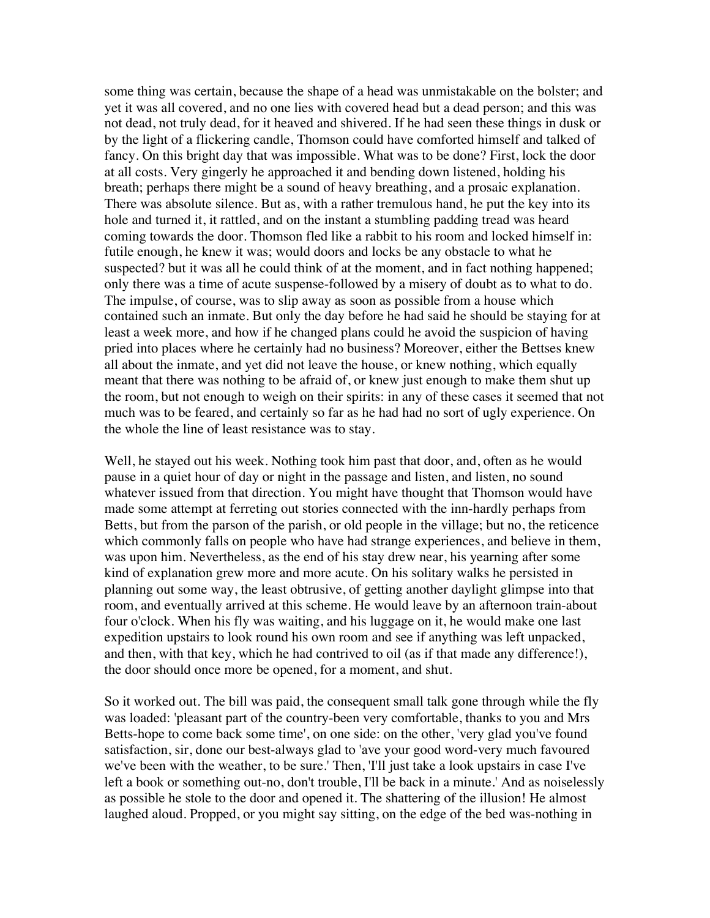some thing was certain, because the shape of a head was unmistakable on the bolster; and yet it was all covered, and no one lies with covered head but a dead person; and this was not dead, not truly dead, for it heaved and shivered. If he had seen these things in dusk or by the light of a flickering candle, Thomson could have comforted himself and talked of fancy. On this bright day that was impossible. What was to be done? First, lock the door at all costs. Very gingerly he approached it and bending down listened, holding his breath; perhaps there might be a sound of heavy breathing, and a prosaic explanation. There was absolute silence. But as, with a rather tremulous hand, he put the key into its hole and turned it, it rattled, and on the instant a stumbling padding tread was heard coming towards the door. Thomson fled like a rabbit to his room and locked himself in: futile enough, he knew it was; would doors and locks be any obstacle to what he suspected? but it was all he could think of at the moment, and in fact nothing happened; only there was a time of acute suspense-followed by a misery of doubt as to what to do. The impulse, of course, was to slip away as soon as possible from a house which contained such an inmate. But only the day before he had said he should be staying for at least a week more, and how if he changed plans could he avoid the suspicion of having pried into places where he certainly had no business? Moreover, either the Bettses knew all about the inmate, and yet did not leave the house, or knew nothing, which equally meant that there was nothing to be afraid of, or knew just enough to make them shut up the room, but not enough to weigh on their spirits: in any of these cases it seemed that not much was to be feared, and certainly so far as he had had no sort of ugly experience. On the whole the line of least resistance was to stay.

Well, he stayed out his week. Nothing took him past that door, and, often as he would pause in a quiet hour of day or night in the passage and listen, and listen, no sound whatever issued from that direction. You might have thought that Thomson would have made some attempt at ferreting out stories connected with the inn-hardly perhaps from Betts, but from the parson of the parish, or old people in the village; but no, the reticence which commonly falls on people who have had strange experiences, and believe in them, was upon him. Nevertheless, as the end of his stay drew near, his yearning after some kind of explanation grew more and more acute. On his solitary walks he persisted in planning out some way, the least obtrusive, of getting another daylight glimpse into that room, and eventually arrived at this scheme. He would leave by an afternoon train-about four o'clock. When his fly was waiting, and his luggage on it, he would make one last expedition upstairs to look round his own room and see if anything was left unpacked, and then, with that key, which he had contrived to oil (as if that made any difference!), the door should once more be opened, for a moment, and shut.

So it worked out. The bill was paid, the consequent small talk gone through while the fly was loaded: 'pleasant part of the country-been very comfortable, thanks to you and Mrs Betts-hope to come back some time', on one side: on the other, 'very glad you've found satisfaction, sir, done our best-always glad to 'ave your good word-very much favoured we've been with the weather, to be sure.' Then, 'I'll just take a look upstairs in case I've left a book or something out-no, don't trouble, I'll be back in a minute.' And as noiselessly as possible he stole to the door and opened it. The shattering of the illusion! He almost laughed aloud. Propped, or you might say sitting, on the edge of the bed was-nothing in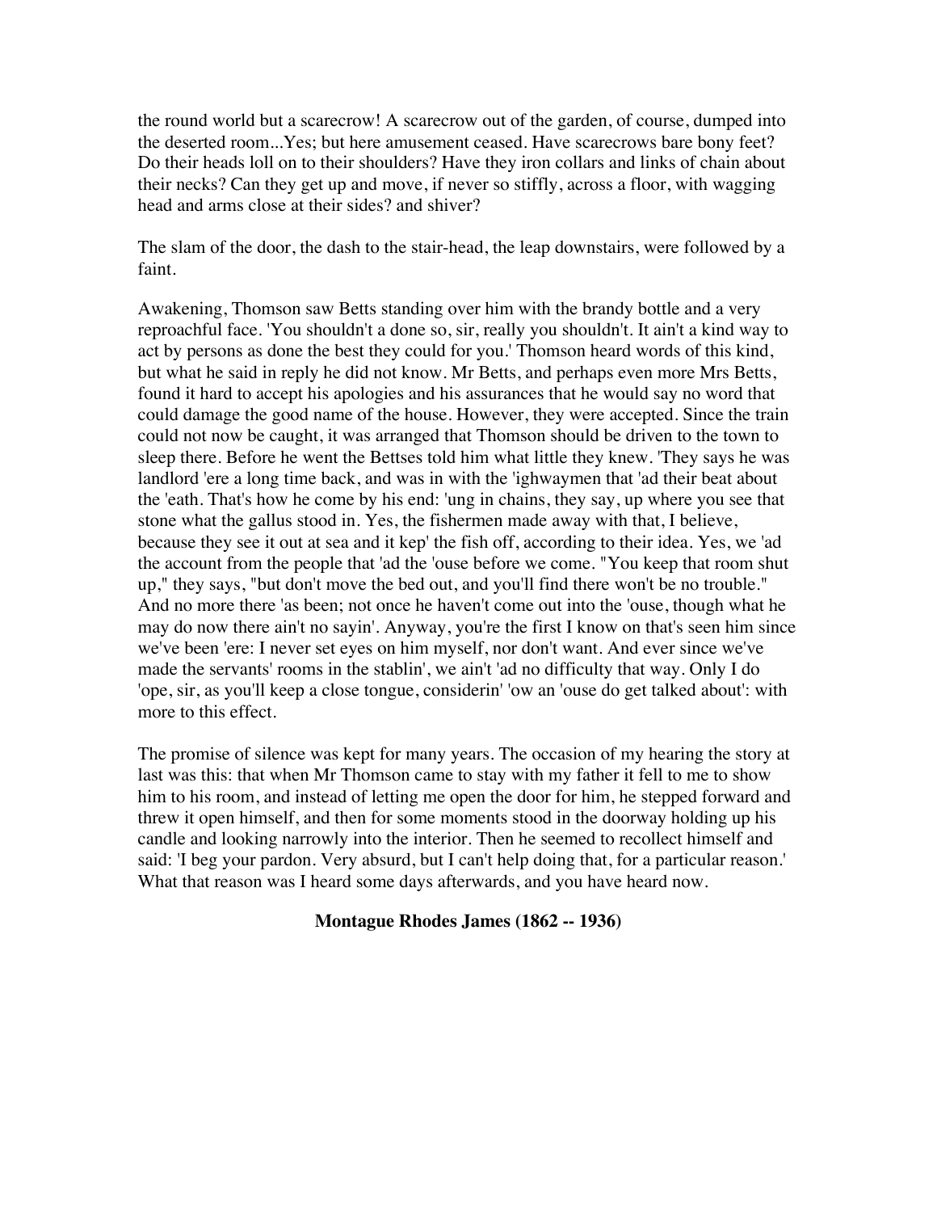the round world but a scarecrow! A scarecrow out of the garden, of course, dumped into the deserted room...Yes; but here amusement ceased. Have scarecrows bare bony feet? Do their heads loll on to their shoulders? Have they iron collars and links of chain about their necks? Can they get up and move, if never so stiffly, across a floor, with wagging head and arms close at their sides? and shiver?

The slam of the door, the dash to the stair-head, the leap downstairs, were followed by a faint.

Awakening, Thomson saw Betts standing over him with the brandy bottle and a very reproachful face. 'You shouldn't a done so, sir, really you shouldn't. It ain't a kind way to act by persons as done the best they could for you.' Thomson heard words of this kind, but what he said in reply he did not know. Mr Betts, and perhaps even more Mrs Betts, found it hard to accept his apologies and his assurances that he would say no word that could damage the good name of the house. However, they were accepted. Since the train could not now be caught, it was arranged that Thomson should be driven to the town to sleep there. Before he went the Bettses told him what little they knew. 'They says he was landlord 'ere a long time back, and was in with the 'ighwaymen that 'ad their beat about the 'eath. That's how he come by his end: 'ung in chains, they say, up where you see that stone what the gallus stood in. Yes, the fishermen made away with that, I believe, because they see it out at sea and it kep' the fish off, according to their idea. Yes, we 'ad the account from the people that 'ad the 'ouse before we come. "You keep that room shut up," they says, "but don't move the bed out, and you'll find there won't be no trouble." And no more there 'as been; not once he haven't come out into the 'ouse, though what he may do now there ain't no sayin'. Anyway, you're the first I know on that's seen him since we've been 'ere: I never set eyes on him myself, nor don't want. And ever since we've made the servants' rooms in the stablin', we ain't 'ad no difficulty that way. Only I do 'ope, sir, as you'll keep a close tongue, considerin' 'ow an 'ouse do get talked about': with more to this effect.

The promise of silence was kept for many years. The occasion of my hearing the story at last was this: that when Mr Thomson came to stay with my father it fell to me to show him to his room, and instead of letting me open the door for him, he stepped forward and threw it open himself, and then for some moments stood in the doorway holding up his candle and looking narrowly into the interior. Then he seemed to recollect himself and said: 'I beg your pardon. Very absurd, but I can't help doing that, for a particular reason.' What that reason was I heard some days afterwards, and you have heard now.

**Montague Rhodes James (1862 -- 1936)**